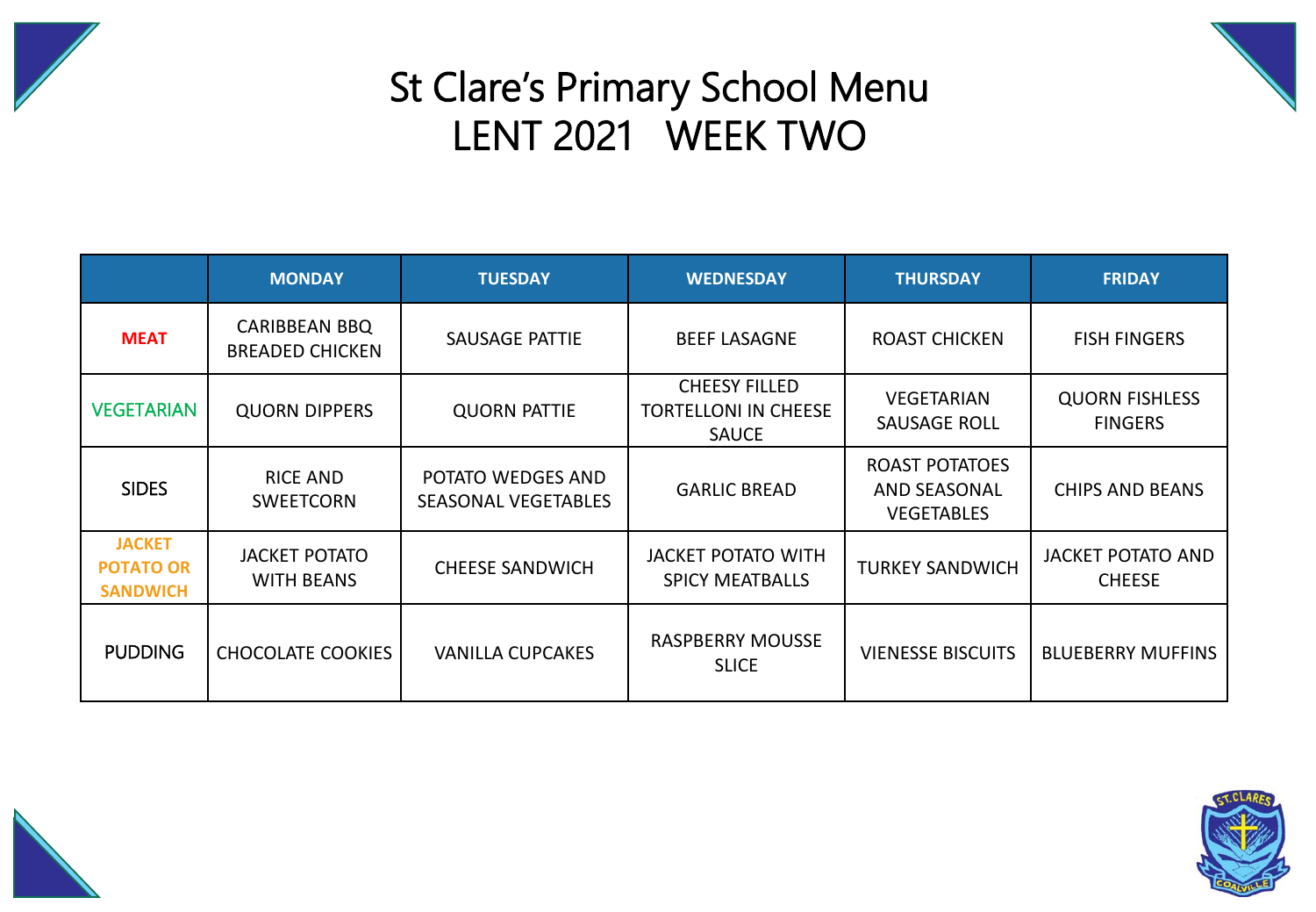# St Clare's Primary School Menu
# LENT 2021 WEEK TWO

| | MONDAY | TUESDAY | WEDNESDAY | THURSDAY | FRIDAY |
|---|---|---|---|---|---|
| MEAT | CARIBBEAN BBQ BREADED CHICKEN | SAUSAGE PATTIE | BEEF LASAGNE | ROAST CHICKEN | FISH FINGERS |
| VEGETARIAN | QUORN DIPPERS | QUORN PATTIE | CHEESY FILLED TORTELLONI IN CHEESE SAUCE | VEGETARIAN SAUSAGE ROLL | QUORN FISHLESS FINGERS |
| SIDES | RICE AND SWEETCORN | POTATO WEDGES AND SEASONAL VEGETABLES | GARLIC BREAD | ROAST POTATOES AND SEASONAL VEGETABLES | CHIPS AND BEANS |
| JACKET POTATO OR SANDWICH | JACKET POTATO WITH BEANS | CHEESE SANDWICH | JACKET POTATO WITH SPICY MEATBALLS | TURKEY SANDWICH | JACKET POTATO AND CHEESE |
| PUDDING | CHOCOLATE COOKIES | VANILLA CUPCAKES | RASPBERRY MOUSSE SLICE | VIENESSE BISCUITS | BLUEBERRY MUFFINS |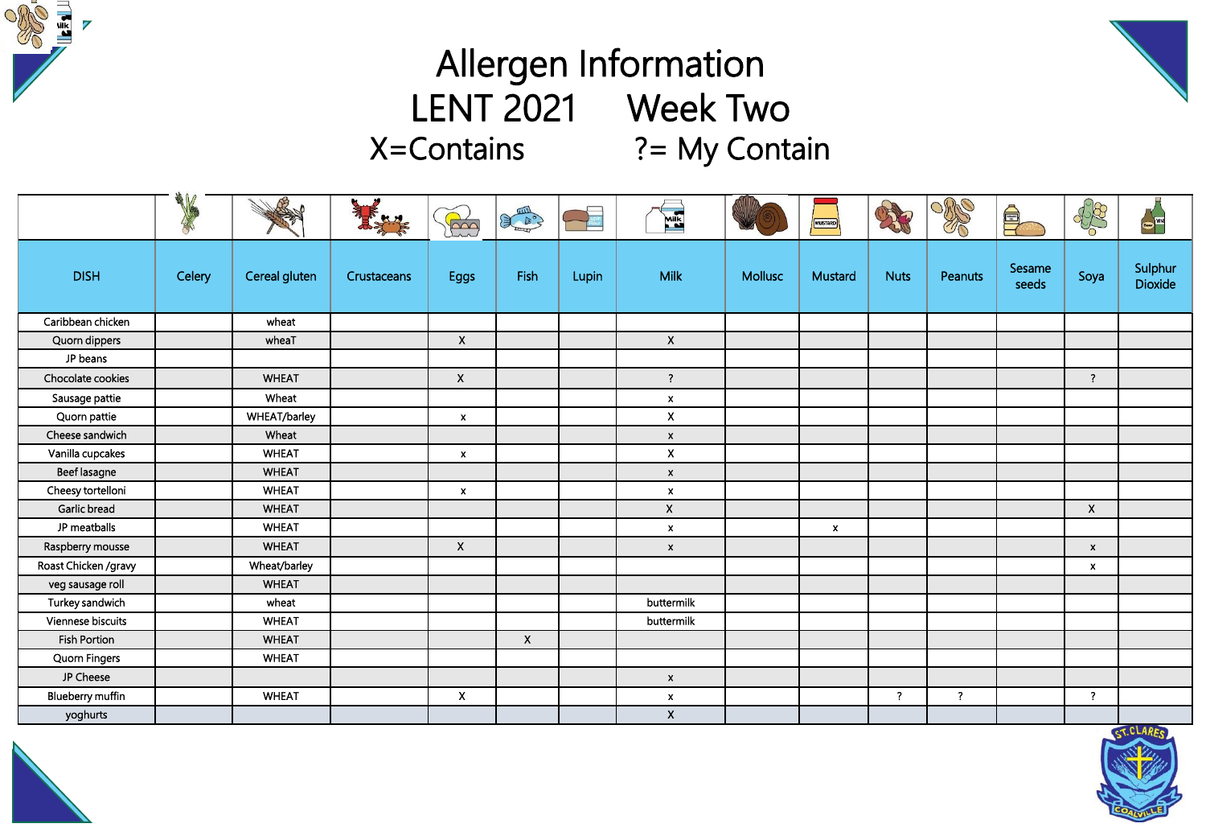# Allergen Information

# LENT 2021 Week Two

## X=Contains ?= My Contain

| DISH | Celery | Cereal gluten | Crustaceans | Eggs | Fish | Lupin | Milk | Mollusc | Mustard | Nuts | Peanuts | Sesame seeds | Soya | Sulphur Dioxide |
|---|---|---|---|---|---|---|---|---|---|---|---|---|---|---|
| Caribbean chicken | | wheat | | | | | | | | | | | | |
| Quorn dippers | | wheaT | | X | | | X | | | | | | | |
| JP beans | | | | | | | | | | | | | | |
| Chocolate cookies | | WHEAT | | X | | | ? | | | | | | ? | |
| Sausage pattie | | Wheat | | | | | x | | | | | | | |
| Quorn pattie | | WHEAT/barley | | x | | | X | | | | | | | |
| Cheese sandwich | | Wheat | | | | | x | | | | | | | |
| Vanilla cupcakes | | WHEAT | | x | | | X | | | | | | | |
| Beef lasagne | | WHEAT | | | | | x | | | | | | | |
| Cheesy tortelloni | | WHEAT | | x | | | x | | | | | | | |
| Garlic bread | | WHEAT | | | | | X | | | | | | X | |
| JP meatballs | | WHEAT | | | | | x | | x | | | | | |
| Raspberry mousse | | WHEAT | | X | | | x | | | | | | x | |
| Roast Chicken /gravy | | Wheat/barley | | | | | | | | | | | x | |
| veg sausage roll | | WHEAT | | | | | | | | | | | | |
| Turkey sandwich | | wheat | | | | | buttermilk | | | | | | | |
| Viennese biscuits | | WHEAT | | | | | buttermilk | | | | | | | |
| Fish Portion | | WHEAT | | | X | | | | | | | | | |
| Quorn Fingers | | WHEAT | | | | | | | | | | | | |
| JP Cheese | | | | | | | x | | | | | | | |
| Blueberry muffin | | WHEAT | | X | | | x | | | ? | ? | | ? | |
| yoghurts | | | | | | | X | | | | | | | |